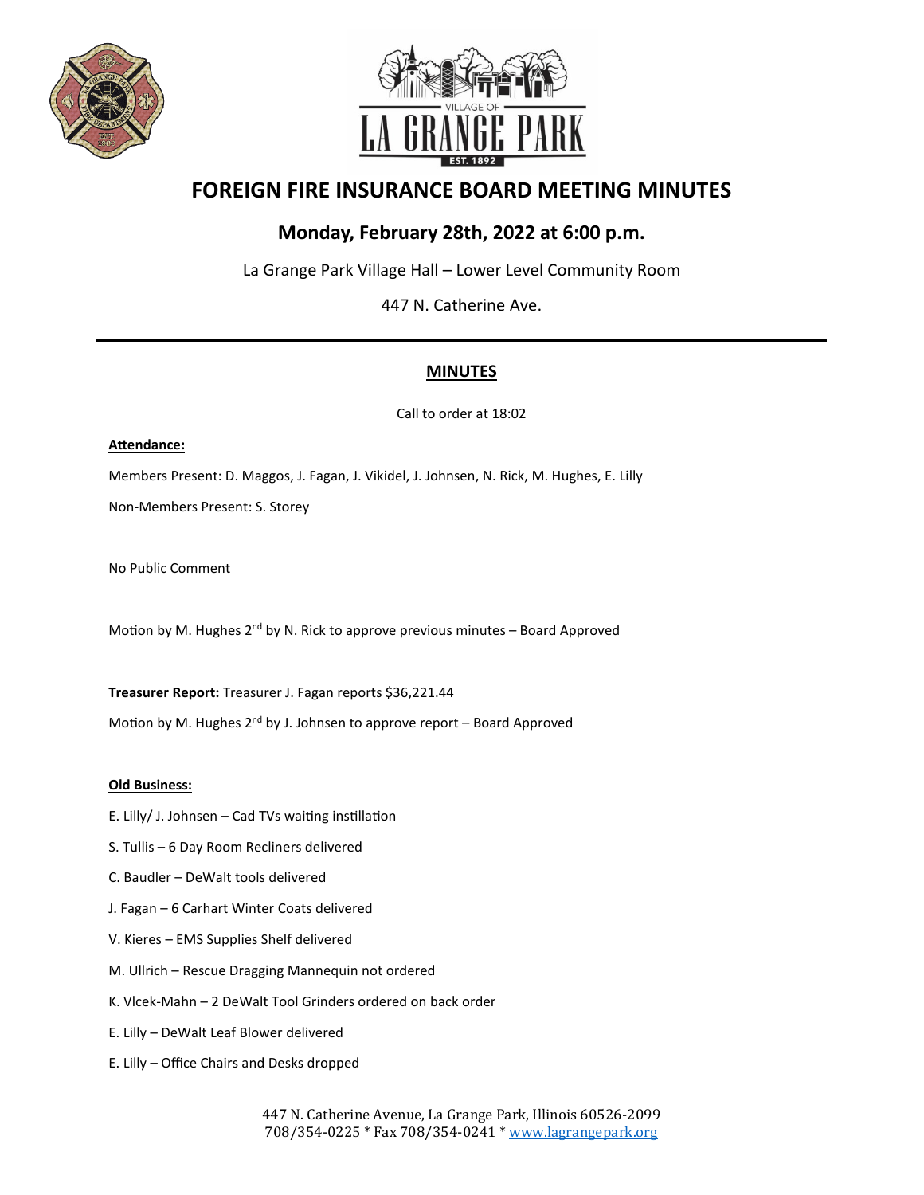# FOREIGN FIRE INSURANCE BOARD MEETING MINUTES

## Monday, February 28th, 2022 at 6:00 p.m.

La Grange Park Village Hall – Lower Level Community Room

447 N. Catherine Ave.

---

### MINUTES

Call to order at 18:02

**Attendance:**

Members Present: D. Maggos, J. Fagan, J. Vikidel, J. Johnsen, N. Rick, M. Hughes, E. Lilly

Non-Members Present: S. Storey

No Public Comment

Motion by M. Hughes 2nd by N. Rick to approve previous minutes – Board Approved

**Treasurer Report:** Treasurer J. Fagan reports $36,221.44

Motion by M. Hughes 2nd by J. Johnsen to approve report – Board Approved

**Old Business:**

E. Lilly/ J. Johnsen – Cad TVs waiting instillation

S. Tullis – 6 Day Room Recliners delivered

C. Baudler – DeWalt tools delivered

J. Fagan – 6 Carhart Winter Coats delivered

V. Kieres – EMS Supplies Shelf delivered

M. Ullrich – Rescue Dragging Mannequin not ordered

K. Vlcek-Mahn – 2 DeWalt Tool Grinders ordered on back order

E. Lilly – DeWalt Leaf Blower delivered

E. Lilly – Office Chairs and Desks dropped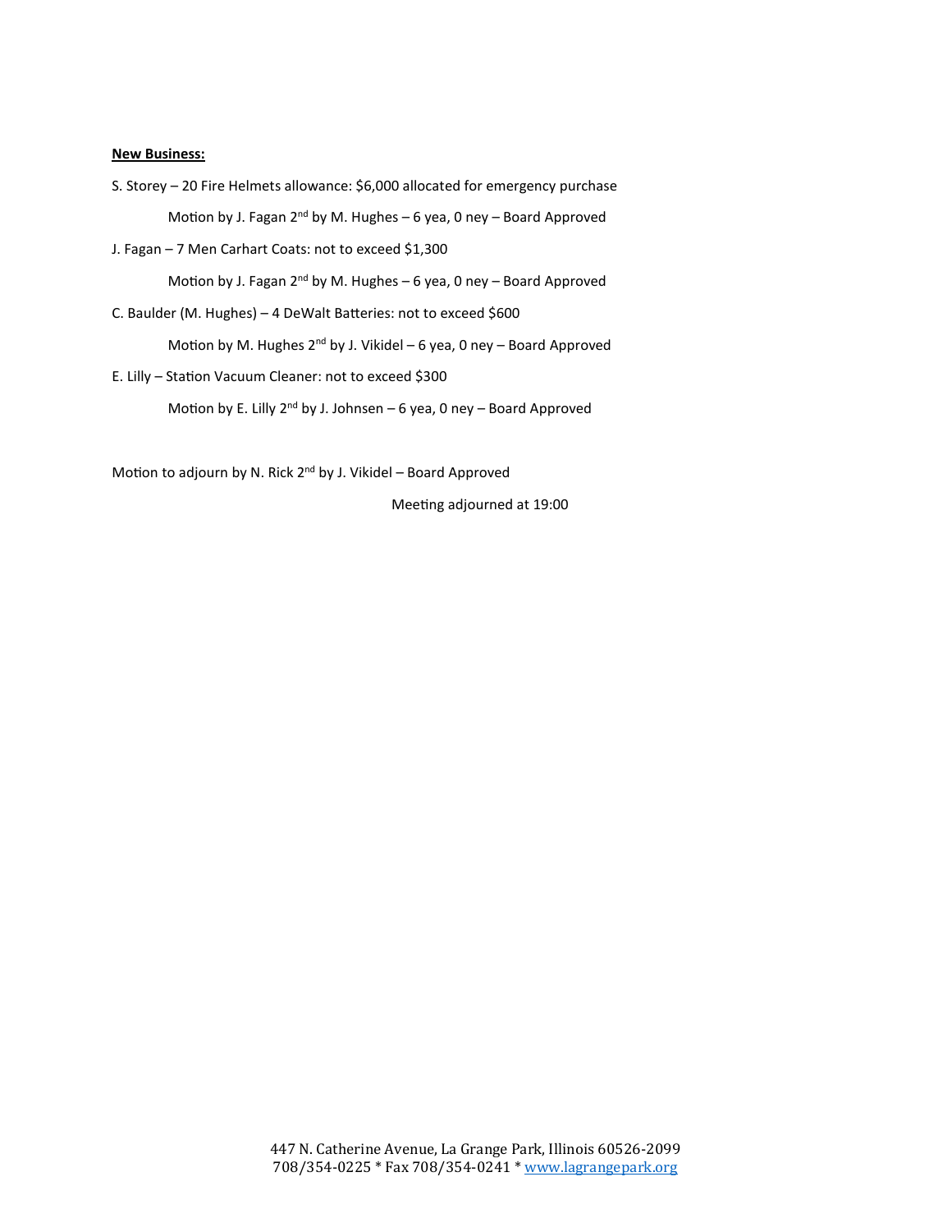**New Business:**

S. Storey – 20 Fire Helmets allowance: $6,000 allocated for emergency purchase

Motion by J. Fagan 2nd by M. Hughes – 6 yea, 0 ney – Board Approved

J. Fagan – 7 Men Carhart Coats: not to exceed $1,300

Motion by J. Fagan 2nd by M. Hughes – 6 yea, 0 ney – Board Approved

C. Baulder (M. Hughes) – 4 DeWalt Batteries: not to exceed $600

Motion by M. Hughes 2nd by J. Vikidel – 6 yea, 0 ney – Board Approved

E. Lilly – Station Vacuum Cleaner: not to exceed $300

Motion by E. Lilly 2nd by J. Johnsen – 6 yea, 0 ney – Board Approved

Motion to adjourn by N. Rick 2nd by J. Vikidel – Board Approved

Meeting adjourned at 19:00